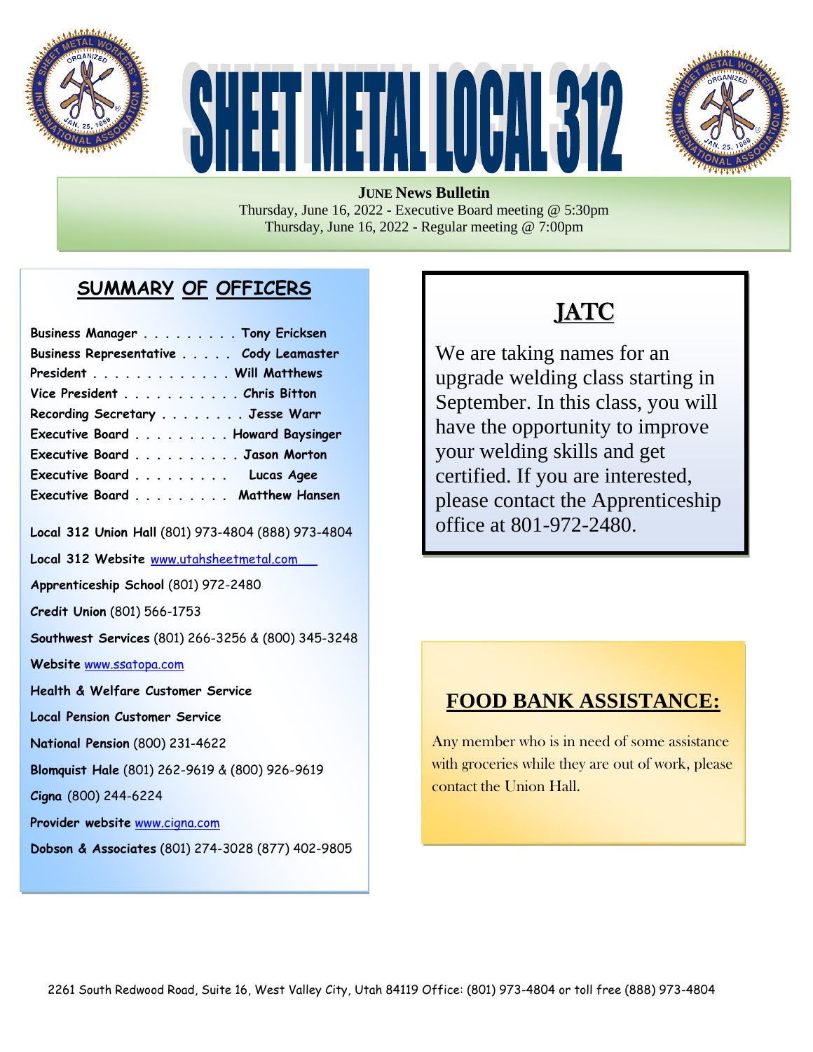# SHEET METAL LOCAL 312

**JUNE News Bulletin**

Thursday, June 16, 2022 - Executive Board meeting @ 5:30pm
Thursday, June 16, 2022 - Regular meeting @ 7:00pm

## SUMMARY OF OFFICERS

| Position | Name |
|---|---|
| Business Manager | Tony Ericksen |
| Business Representative | Cody Leamaster |
| President | Will Matthews |
| Vice President | Chris Bitton |
| Recording Secretary | Jesse Warr |
| Executive Board | Howard Baysinger |
| Executive Board | Jason Morton |
| Executive Board | Lucas Agee |
| Executive Board | Matthew Hansen |

**Local 312 Union Hall** (801) 973-4804 (888) 973-4804

**Local 312 Website** www.utahsheetmetal.com

**Apprenticeship School** (801) 972-2480

**Credit Union** (801) 566-1753

**Southwest Services** (801) 266-3256 & (800) 345-3248

**Website** www.ssatopa.com

**Health & Welfare Customer Service**

**Local Pension Customer Service**

**National Pension** (800) 231-4622

**Blomquist Hale** (801) 262-9619 & (800) 926-9619

**Cigna** (800) 244-6224

**Provider website** www.cigna.com

**Dobson & Associates** (801) 274-3028 (877) 402-9805

## JATC

We are taking names for an upgrade welding class starting in September. In this class, you will have the opportunity to improve your welding skills and get certified. If you are interested, please contact the Apprenticeship office at 801-972-2480.

## FOOD BANK ASSISTANCE:

Any member who is in need of some assistance with groceries while they are out of work, please contact the Union Hall.

2261 South Redwood Road, Suite 16, West Valley City, Utah 84119 Office: (801) 973-4804 or toll free (888) 973-4804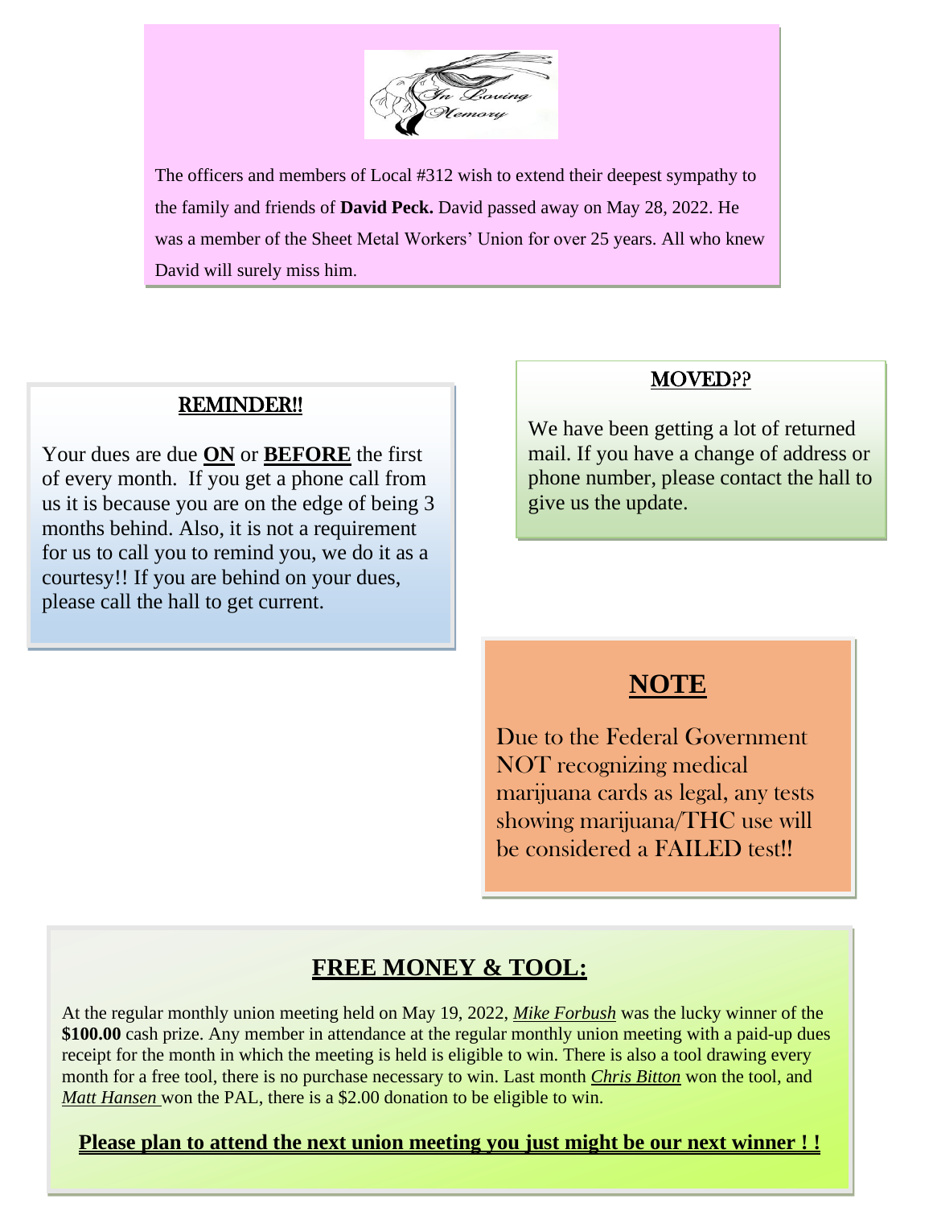In Loving Memory

The officers and members of Local #312 wish to extend their deepest sympathy to the family and friends of **David Peck.** David passed away on May 28, 2022. He was a member of the Sheet Metal Workers' Union for over 25 years. All who knew David will surely miss him.

## REMINDER!!

Your dues are due **ON** or **BEFORE** the first of every month. If you get a phone call from us it is because you are on the edge of being 3 months behind. Also, it is not a requirement for us to call you to remind you, we do it as a courtesy!! If you are behind on your dues, please call the hall to get current.

## MOVED??

We have been getting a lot of returned mail. If you have a change of address or phone number, please contact the hall to give us the update.

## NOTE

Due to the Federal Government NOT recognizing medical marijuana cards as legal, any tests showing marijuana/THC use will be considered a FAILED test!!

## FREE MONEY & TOOL:

At the regular monthly union meeting held on May 19, 2022, *Mike Forbush* was the lucky winner of the **$100.00** cash prize. Any member in attendance at the regular monthly union meeting with a paid-up dues receipt for the month in which the meeting is held is eligible to win. There is also a tool drawing every month for a free tool, there is no purchase necessary to win. Last month *Chris Bitton* won the tool, and *Matt Hansen* won the PAL, there is a $2.00 donation to be eligible to win.

**Please plan to attend the next union meeting you just might be our next winner ! !**